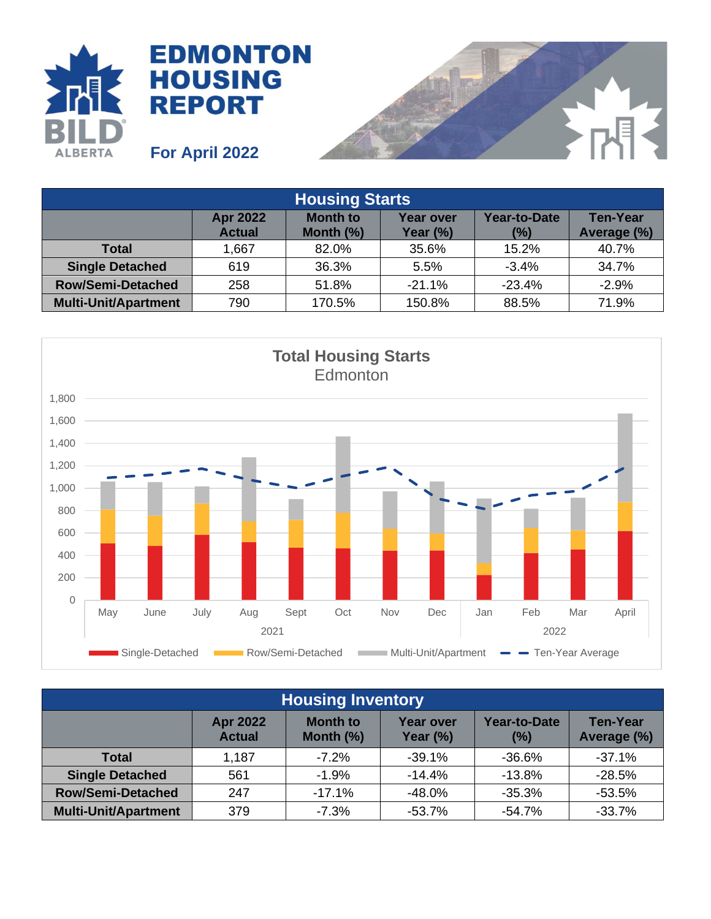# EDMONTON HOUSING REPORT

**For April 2022**

| Housing Starts | | | | | |
|---|---|---|---|---|---|
| | Apr 2022 Actual | Month to Month (%) | Year over Year (%) | Year-to-Date (%) | Ten-Year Average (%) |
| **Total** | 1,667 | 82.0% | 35.6% | 15.2% | 40.7% |
| **Single Detached** | 619 | 36.3% | 5.5% | -3.4% | 34.7% |
| **Row/Semi-Detached** | 258 | 51.8% | -21.1% | -23.4% | -2.9% |
| **Multi-Unit/Apartment** | 790 | 170.5% | 150.8% | 88.5% | 71.9% |

**Total Housing Starts**
Edmonton

| Housing Inventory | | | | | |
|---|---|---|---|---|---|
| | Apr 2022 Actual | Month to Month (%) | Year over Year (%) | Year-to-Date (%) | Ten-Year Average (%) |
| **Total** | 1,187 | -7.2% | -39.1% | -36.6% | -37.1% |
| **Single Detached** | 561 | -1.9% | -14.4% | -13.8% | -28.5% |
| **Row/Semi-Detached** | 247 | -17.1% | -48.0% | -35.3% | -53.5% |
| **Multi-Unit/Apartment** | 379 | -7.3% | -53.7% | -54.7% | -33.7% |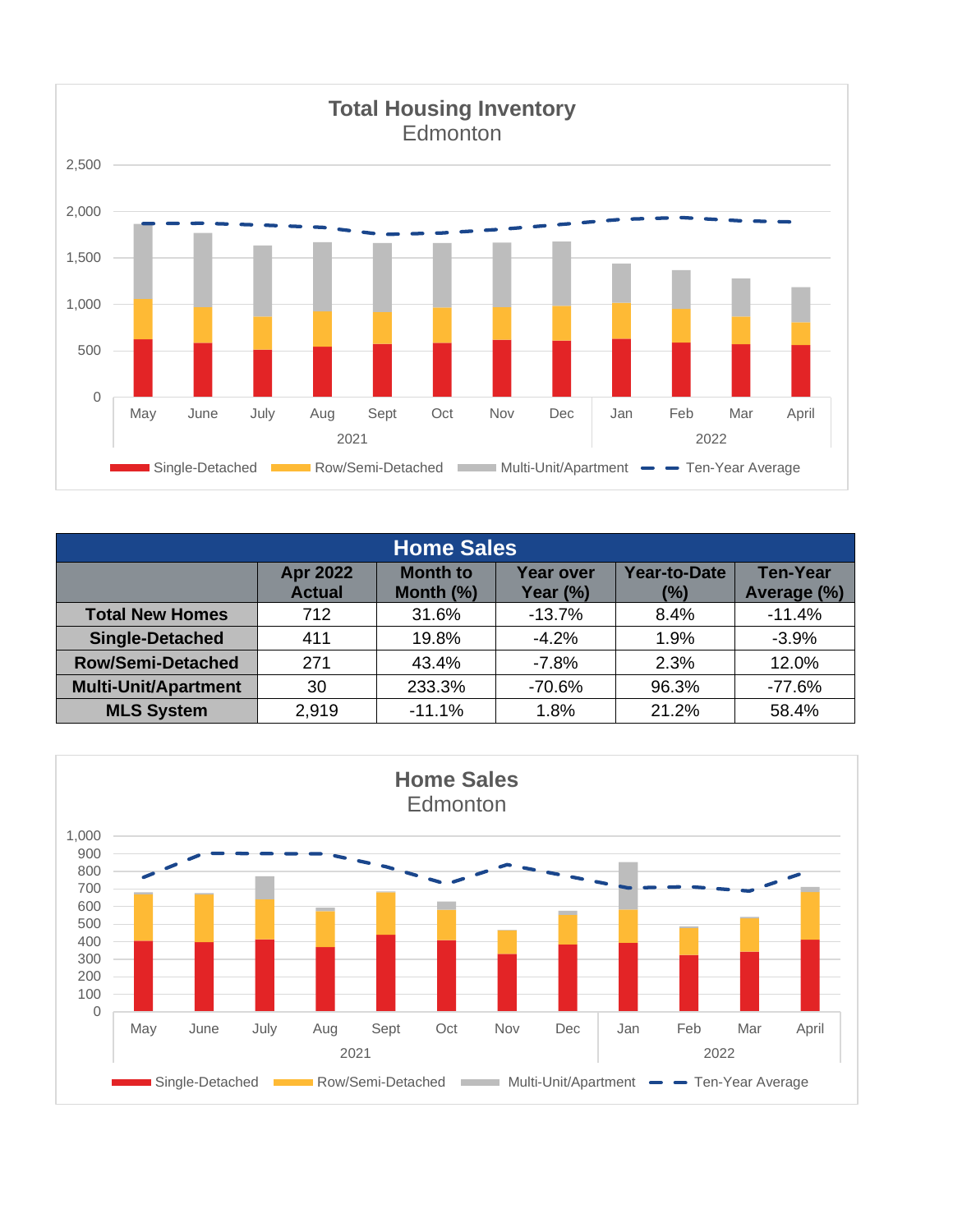**Total Housing Inventory**
Edmonton

2,500
2,000
1,500
1,000
500
0

May June July Aug Sept Oct Nov Dec Jan Feb Mar April
2021 2022

Single-Detached Row/Semi-Detached Multi-Unit/Apartment Ten-Year Average

| Home Sales | | | | | |
|---|---|---|---|---|---|
| | Apr 2022 Actual | Month to Month (%) | Year over Year (%) | Year-to-Date (%) | Ten-Year Average (%) |
| **Total New Homes** | 712 | 31.6% | -13.7% | 8.4% | -11.4% |
| **Single-Detached** | 411 | 19.8% | -4.2% | 1.9% | -3.9% |
| **Row/Semi-Detached** | 271 | 43.4% | -7.8% | 2.3% | 12.0% |
| **Multi-Unit/Apartment** | 30 | 233.3% | -70.6% | 96.3% | -77.6% |
| **MLS System** | 2,919 | -11.1% | 1.8% | 21.2% | 58.4% |

**Home Sales**
Edmonton

1,000
900
800
700
600
500
400
300
200
100
0

May June July Aug Sept Oct Nov Dec Jan Feb Mar April
2021 2022

Single-Detached Row/Semi-Detached Multi-Unit/Apartment Ten-Year Average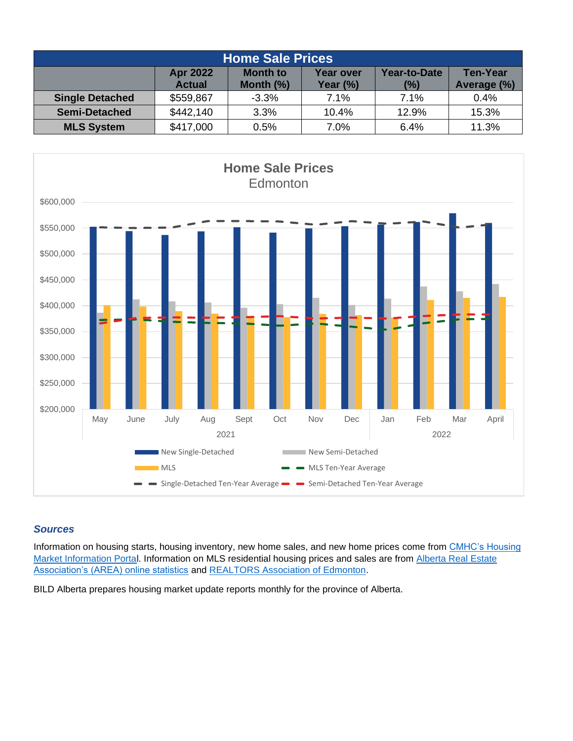| Home Sale Prices | | | | | |
|---|---|---|---|---|---|
| | Apr 2022 Actual | Month to Month (%) | Year over Year (%) | Year-to-Date (%) | Ten-Year Average (%) |
| **Single Detached** | $559,867 | -3.3% | 7.1% | 7.1% | 0.4% |
| **Semi-Detached** | $442,140 | 3.3% | 10.4% | 12.9% | 15.3% |
| **MLS System** | $417,000 | 0.5% | 7.0% | 6.4% | 11.3% |

Home Sale Prices
Edmonton

$600,000
$550,000
$500,000
$450,000
$400,000
$350,000
$300,000
$250,000
$200,000

May June July Aug Sept Oct Nov Dec Jan Feb Mar April
2021 2022

New Single-Detached
New Semi-Detached
MLS
MLS Ten-Year Average
Single-Detached Ten-Year Average
Semi-Detached Ten-Year Average

### *Sources*

Information on housing starts, housing inventory, new home sales, and new home prices come from [CMHC's Housing Market Information Portal]. Information on MLS residential housing prices and sales are from [Alberta Real Estate Association's (AREA) online statistics] and [REALTORS Association of Edmonton].

BILD Alberta prepares housing market update reports monthly for the province of Alberta.